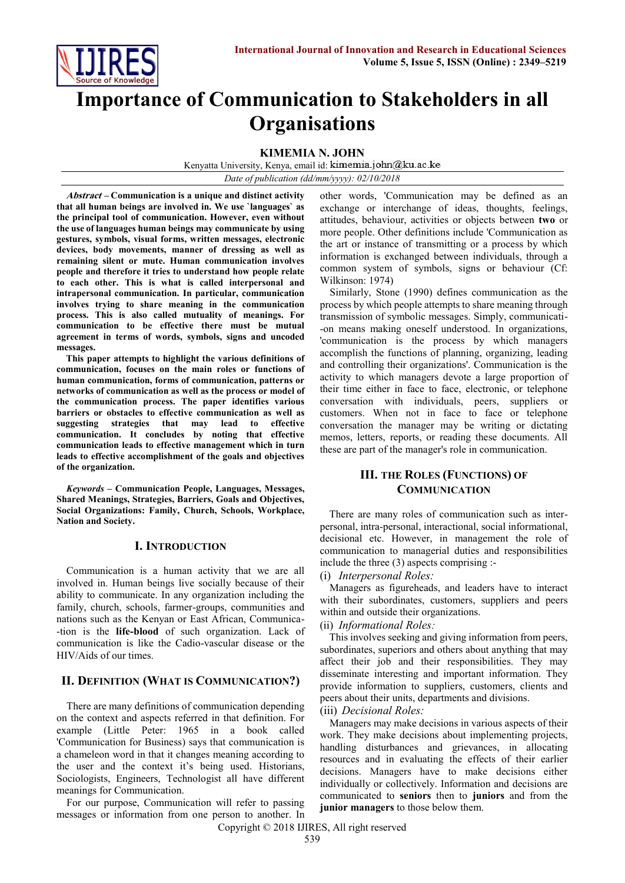# Importance of Communication to Stakeholders in all Organisations

**KIMEMIA N. JOHN**

Kenyatta University, Kenya, email id: kimemia.john@ku.ac.ke

*Date of publication (dd/mm/yyyy): 02/10/2018*

***Abstract*** **– Communication is a unique and distinct activity that all human beings are involved in. We use `languages` as the principal tool of communication. However, even without the use of languages human beings may communicate by using gestures, symbols, visual forms, written messages, electronic devices, body movements, manner of dressing as well as remaining silent or mute. Human communication involves people and therefore it tries to understand how people relate to each other. This is what is called interpersonal and intrapersonal communication. In particular, communication involves trying to share meaning in the communication process. This is also called mutuality of meanings. For communication to be effective there must be mutual agreement in terms of words, symbols, signs and uncoded messages.**

**This paper attempts to highlight the various definitions of communication, focuses on the main roles or functions of human communication, forms of communication, patterns or networks of communication as well as the process or model of the communication process. The paper identifies various barriers or obstacles to effective communication as well as suggesting strategies that may lead to effective communication. It concludes by noting that effective communication leads to effective management which in turn leads to effective accomplishment of the goals and objectives of the organization.**

***Keywords*** **– Communication People, Languages, Messages, Shared Meanings, Strategies, Barriers, Goals and Objectives, Social Organizations: Family, Church, Schools, Workplace, Nation and Society.**

## I. Introduction

Communication is a human activity that we are all involved in. Human beings live socially because of their ability to communicate. In any organization including the family, church, schools, farmer-groups, communities and nations such as the Kenyan or East African, Communica--tion is the **life-blood** of such organization. Lack of communication is like the Cadio-vascular disease or the HIV/Aids of our times.

## II. Definition (What is Communication?)

There are many definitions of communication depending on the context and aspects referred in that definition. For example (Little Peter: 1965 in a book called 'Communication for Business) says that communication is a chameleon word in that it changes meaning according to the user and the context it's being used. Historians, Sociologists, Engineers, Technologist all have different meanings for Communication.

For our purpose, Communication will refer to passing messages or information from one person to another. In other words, 'Communication may be defined as an exchange or interchange of ideas, thoughts, feelings, attitudes, behaviour, activities or objects between **two** or more people. Other definitions include 'Communication as the art or instance of transmitting or a process by which information is exchanged between individuals, through a common system of symbols, signs or behaviour (Cf: Wilkinson: 1974)

Similarly, Stone (1990) defines communication as the process by which people attempts to share meaning through transmission of symbolic messages. Simply, communicati--on means making oneself understood. In organizations, 'communication is the process by which managers accomplish the functions of planning, organizing, leading and controlling their organizations'. Communication is the activity to which managers devote a large proportion of their time either in face to face, electronic, or telephone conversation with individuals, peers, suppliers or customers. When not in face to face or telephone conversation the manager may be writing or dictating memos, letters, reports, or reading these documents. All these are part of the manager's role in communication.

## III. The Roles (Functions) of Communication

There are many roles of communication such as inter-personal, intra-personal, interactional, social informational, decisional etc. However, in management the role of communication to managerial duties and responsibilities include the three (3) aspects comprising :-

(i) *Interpersonal Roles:*

Managers as figureheads, and leaders have to interact with their subordinates, customers, suppliers and peers within and outside their organizations.

(ii) *Informational Roles:*

This involves seeking and giving information from peers, subordinates, superiors and others about anything that may affect their job and their responsibilities. They may disseminate interesting and important information. They provide information to suppliers, customers, clients and peers about their units, departments and divisions.

(iii) *Decisional Roles:*

Managers may make decisions in various aspects of their work. They make decisions about implementing projects, handling disturbances and grievances, in allocating resources and in evaluating the effects of their earlier decisions. Managers have to make decisions either individually or collectively. Information and decisions are communicated to **seniors** then to **juniors** and from the **junior managers** to those below them.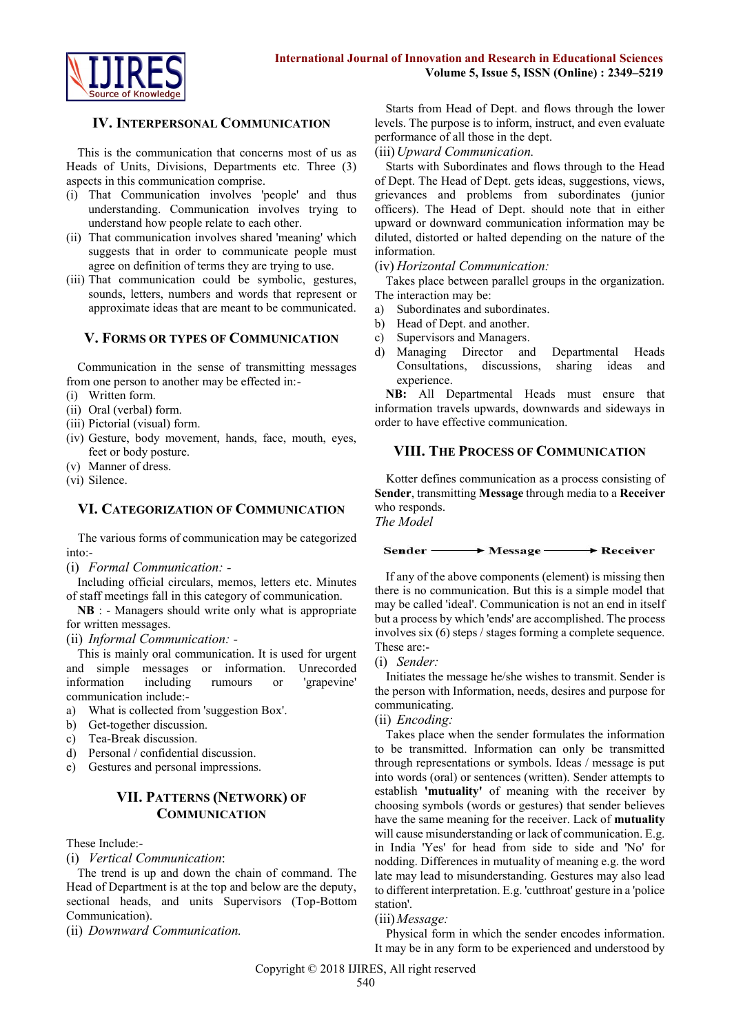## IV. Interpersonal Communication

This is the communication that concerns most of us as Heads of Units, Divisions, Departments etc. Three (3) aspects in this communication comprise.

- (i) That Communication involves 'people' and thus understanding. Communication involves trying to understand how people relate to each other.
- (ii) That communication involves shared 'meaning' which suggests that in order to communicate people must agree on definition of terms they are trying to use.
- (iii) That communication could be symbolic, gestures, sounds, letters, numbers and words that represent or approximate ideas that are meant to be communicated.

## V. Forms or Types of Communication

Communication in the sense of transmitting messages from one person to another may be effected in:-

- (i) Written form.
- (ii) Oral (verbal) form.
- (iii) Pictorial (visual) form.
- (iv) Gesture, body movement, hands, face, mouth, eyes, feet or body posture.
- (v) Manner of dress.
- (vi) Silence.

## VI. Categorization of Communication

The various forms of communication may be categorized into:-

(i) *Formal Communication: -*

Including official circulars, memos, letters etc. Minutes of staff meetings fall in this category of communication.

**NB** : - Managers should write only what is appropriate for written messages.

(ii) *Informal Communication: -*

This is mainly oral communication. It is used for urgent and simple messages or information. Unrecorded information including rumours or 'grapevine' communication include:-

- a) What is collected from 'suggestion Box'.
- b) Get-together discussion.
- c) Tea-Break discussion.
- d) Personal / confidential discussion.
- e) Gestures and personal impressions.

## VII. Patterns (Network) of Communication

These Include:-

(i) *Vertical Communication*:

The trend is up and down the chain of command. The Head of Department is at the top and below are the deputy, sectional heads, and units Supervisors (Top-Bottom Communication).

(ii) *Downward Communication.*

Starts from Head of Dept. and flows through the lower levels. The purpose is to inform, instruct, and even evaluate performance of all those in the dept.

(iii) *Upward Communication.*

Starts with Subordinates and flows through to the Head of Dept. The Head of Dept. gets ideas, suggestions, views, grievances and problems from subordinates (junior officers). The Head of Dept. should note that in either upward or downward communication information may be diluted, distorted or halted depending on the nature of the information.

(iv) *Horizontal Communication:*

Takes place between parallel groups in the organization. The interaction may be:

- a) Subordinates and subordinates.
- b) Head of Dept. and another.
- c) Supervisors and Managers.
- d) Managing Director and Departmental Heads Consultations, discussions, sharing ideas and experience.

**NB:** All Departmental Heads must ensure that information travels upwards, downwards and sideways in order to have effective communication.

## VIII. The Process of Communication

Kotter defines communication as a process consisting of **Sender**, transmitting **Message** through media to a **Receiver** who responds.

*The Model*

**Sender** ⟶ **Message** ⟶ **Receiver**

If any of the above components (element) is missing then there is no communication. But this is a simple model that may be called 'ideal'. Communication is not an end in itself but a process by which 'ends' are accomplished. The process involves six (6) steps / stages forming a complete sequence. These are:-

(i) *Sender:*

Initiates the message he/she wishes to transmit. Sender is the person with Information, needs, desires and purpose for communicating.

(ii) *Encoding:*

Takes place when the sender formulates the information to be transmitted. Information can only be transmitted through representations or symbols. Ideas / message is put into words (oral) or sentences (written). Sender attempts to establish **'mutuality'** of meaning with the receiver by choosing symbols (words or gestures) that sender believes have the same meaning for the receiver. Lack of **mutuality** will cause misunderstanding or lack of communication. E.g. in India 'Yes' for head from side to side and 'No' for nodding. Differences in mutuality of meaning e.g. the word late may lead to misunderstanding. Gestures may also lead to different interpretation. E.g. 'cutthroat' gesture in a 'police station'.

(iii) *Message:*

Physical form in which the sender encodes information. It may be in any form to be experienced and understood by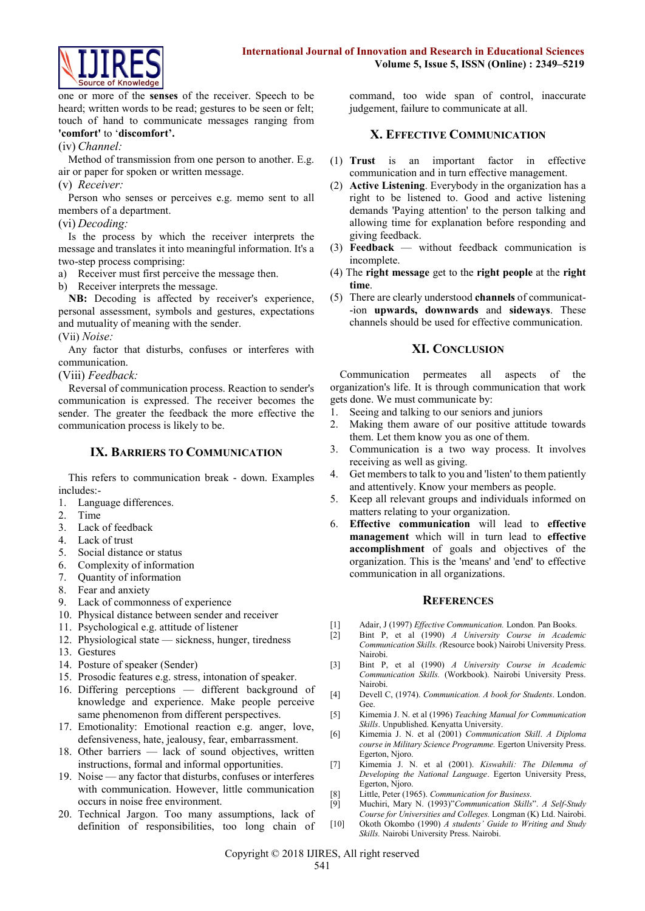one or more of the **senses** of the receiver. Speech to be heard; written words to be read; gestures to be seen or felt; touch of hand to communicate messages ranging from **'comfort'** to '**discomfort'.**

(iv) *Channel:*

Method of transmission from one person to another. E.g. air or paper for spoken or written message.

(v) *Receiver:*

Person who senses or perceives e.g. memo sent to all members of a department.

(vi) *Decoding:*

Is the process by which the receiver interprets the message and translates it into meaningful information. It's a two-step process comprising:

a) Receiver must first perceive the message then.
b) Receiver interprets the message.

**NB:** Decoding is affected by receiver's experience, personal assessment, symbols and gestures, expectations and mutuality of meaning with the sender.

(Vii) *Noise:*

Any factor that disturbs, confuses or interferes with communication.

(Viii) *Feedback:*

Reversal of communication process. Reaction to sender's communication is expressed. The receiver becomes the sender. The greater the feedback the more effective the communication process is likely to be.

## IX. Barriers to Communication

This refers to communication break - down. Examples includes:-

1. Language differences.
2. Time
3. Lack of feedback
4. Lack of trust
5. Social distance or status
6. Complexity of information
7. Quantity of information
8. Fear and anxiety
9. Lack of commonness of experience
10. Physical distance between sender and receiver
11. Psychological e.g. attitude of listener
12. Physiological state — sickness, hunger, tiredness
13. Gestures
14. Posture of speaker (Sender)
15. Prosodic features e.g. stress, intonation of speaker.
16. Differing perceptions — different background of knowledge and experience. Make people perceive same phenomenon from different perspectives.
17. Emotionality: Emotional reaction e.g. anger, love, defensiveness, hate, jealousy, fear, embarrassment.
18. Other barriers — lack of sound objectives, written instructions, formal and informal opportunities.
19. Noise — any factor that disturbs, confuses or interferes with communication. However, little communication occurs in noise free environment.
20. Technical Jargon. Too many assumptions, lack of definition of responsibilities, too long chain of command, too wide span of control, inaccurate judgement, failure to communicate at all.

## X. Effective Communication

(1) **Trust** is an important factor in effective communication and in turn effective management.
(2) **Active Listening**. Everybody in the organization has a right to be listened to. Good and active listening demands 'Paying attention' to the person talking and allowing time for explanation before responding and giving feedback.
(3) **Feedback** — without feedback communication is incomplete.
(4) The **right message** get to the **right people** at the **right time**.
(5) There are clearly understood **channels** of communicat--ion **upwards, downwards** and **sideways**. These channels should be used for effective communication.

## XI. Conclusion

Communication permeates all aspects of the organization's life. It is through communication that work gets done. We must communicate by:

1. Seeing and talking to our seniors and juniors
2. Making them aware of our positive attitude towards them. Let them know you as one of them.
3. Communication is a two way process. It involves receiving as well as giving.
4. Get members to talk to you and 'listen' to them patiently and attentively. Know your members as people.
5. Keep all relevant groups and individuals informed on matters relating to your organization.
6. **Effective communication** will lead to **effective management** which will in turn lead to **effective accomplishment** of goals and objectives of the organization. This is the 'means' and 'end' to effective communication in all organizations.

## References

[1] Adair, J (1997) *Effective Communication.* London. Pan Books.

[2] Bint P, et al (1990) *A University Course in Academic Communication Skills. (*Resource book) Nairobi University Press. Nairobi.

[3] Bint P, et al (1990) *A University Course in Academic Communication Skills.* (Workbook). Nairobi University Press. Nairobi.

[4] Devell C, (1974). *Communication. A book for Students*. London. Gee.

[5] Kimemia J. N. et al (1996) *Teaching Manual for Communication Skills*. Unpublished. Kenyatta University.

[6] Kimemia J. N. et al (2001) *Communication Skill. A Diploma course in Military Science Programme.* Egerton University Press. Egerton, Njoro.

[7] Kimemia J. N. et al (2001). *Kiswahili: The Dilemma of Developing the National Language*. Egerton University Press, Egerton, Njoro.

[8] Little, Peter (1965). *Communication for Business.*

[9] Muchiri, Mary N. (1993)"*Communication Skills*". *A Self-Study Course for Universities and Colleges.* Longman (K) Ltd. Nairobi.

[10] Okoth Okombo (1990) *A students' Guide to Writing and Study Skills.* Nairobi University Press. Nairobi.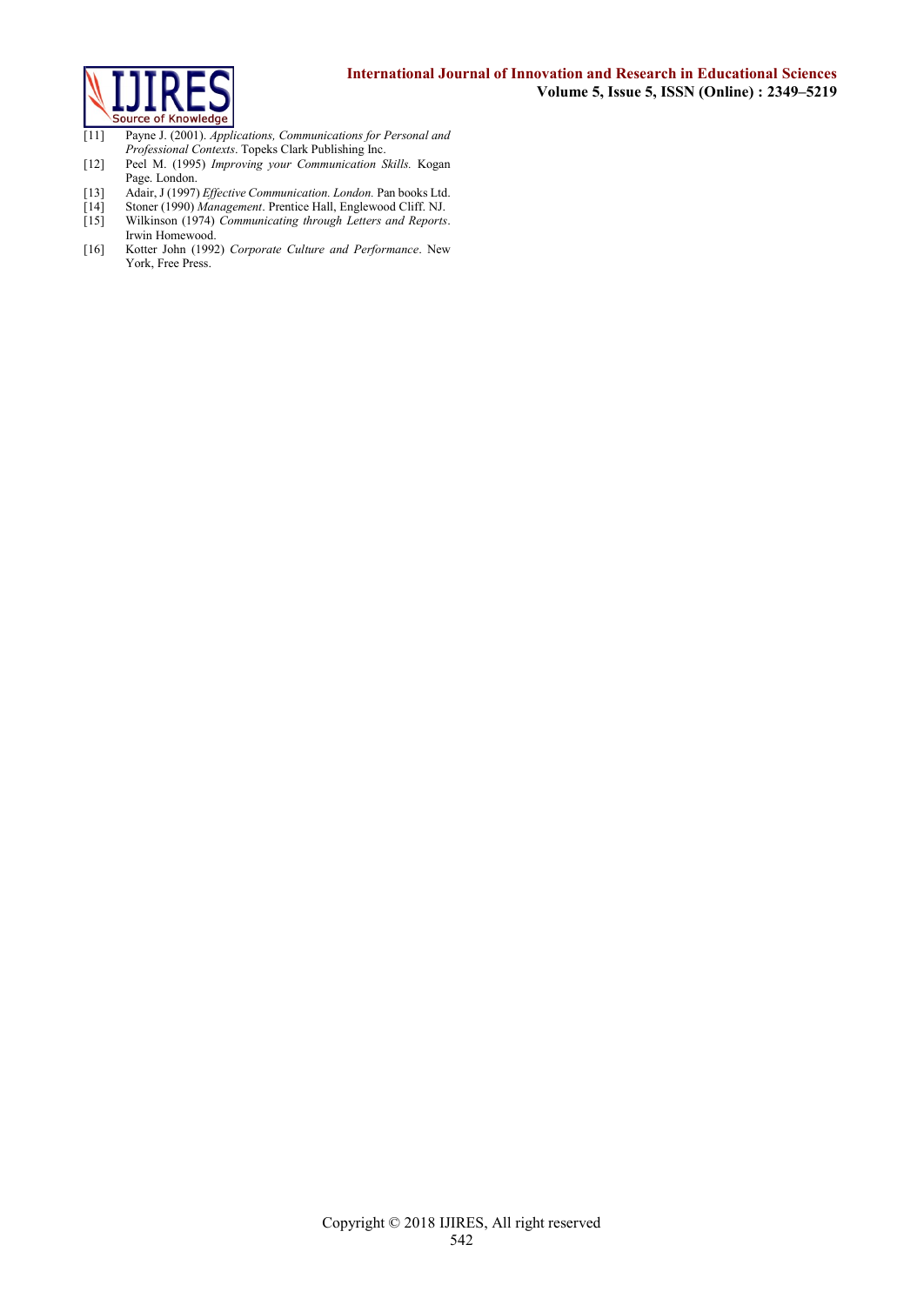[11] Payne J. (2001). *Applications, Communications for Personal and Professional Contexts*. Topeks Clark Publishing Inc.

[12] Peel M. (1995) *Improving your Communication Skills.* Kogan Page. London.

[13] Adair, J (1997) *Effective Communication. London.* Pan books Ltd.

[14] Stoner (1990) *Management*. Prentice Hall, Englewood Cliff. NJ.

[15] Wilkinson (1974) *Communicating through Letters and Reports*. Irwin Homewood.

[16] Kotter John (1992) *Corporate Culture and Performance*. New York, Free Press.